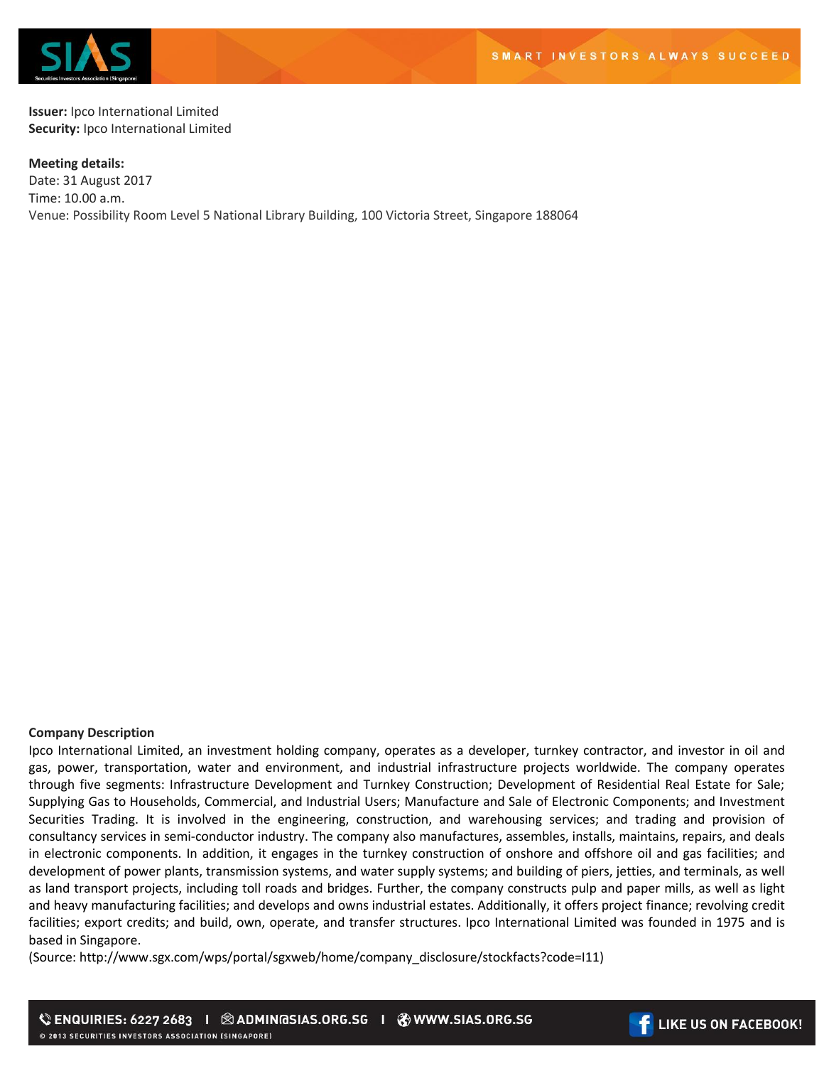**Issuer:** Ipco International Limited
**Security:** Ipco International Limited

**Meeting details:**
Date: 31 August 2017
Time: 10.00 a.m.
Venue: Possibility Room Level 5 National Library Building, 100 Victoria Street, Singapore 188064

**Company Description**

Ipco International Limited, an investment holding company, operates as a developer, turnkey contractor, and investor in oil and gas, power, transportation, water and environment, and industrial infrastructure projects worldwide. The company operates through five segments: Infrastructure Development and Turnkey Construction; Development of Residential Real Estate for Sale; Supplying Gas to Households, Commercial, and Industrial Users; Manufacture and Sale of Electronic Components; and Investment Securities Trading. It is involved in the engineering, construction, and warehousing services; and trading and provision of consultancy services in semi-conductor industry. The company also manufactures, assembles, installs, maintains, repairs, and deals in electronic components. In addition, it engages in the turnkey construction of onshore and offshore oil and gas facilities; and development of power plants, transmission systems, and water supply systems; and building of piers, jetties, and terminals, as well as land transport projects, including toll roads and bridges. Further, the company constructs pulp and paper mills, as well as light and heavy manufacturing facilities; and develops and owns industrial estates. Additionally, it offers project finance; revolving credit facilities; export credits; and build, own, operate, and transfer structures. Ipco International Limited was founded in 1975 and is based in Singapore.

(Source: http://www.sgx.com/wps/portal/sgxweb/home/company_disclosure/stockfacts?code=I11)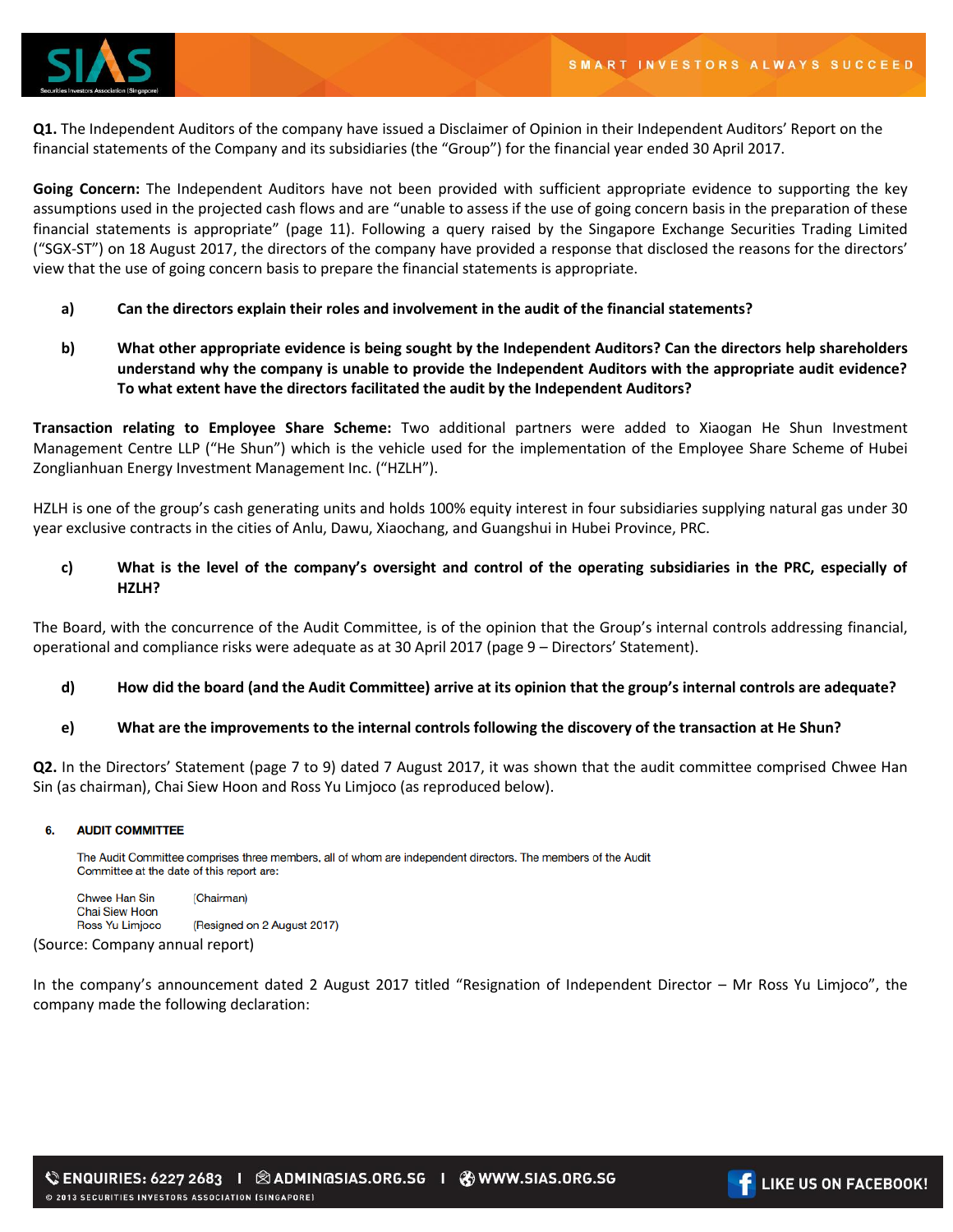**Q1.** The Independent Auditors of the company have issued a Disclaimer of Opinion in their Independent Auditors' Report on the financial statements of the Company and its subsidiaries (the "Group") for the financial year ended 30 April 2017.

**Going Concern:** The Independent Auditors have not been provided with sufficient appropriate evidence to supporting the key assumptions used in the projected cash flows and are "unable to assess if the use of going concern basis in the preparation of these financial statements is appropriate" (page 11). Following a query raised by the Singapore Exchange Securities Trading Limited ("SGX-ST") on 18 August 2017, the directors of the company have provided a response that disclosed the reasons for the directors' view that the use of going concern basis to prepare the financial statements is appropriate.

- **a) Can the directors explain their roles and involvement in the audit of the financial statements?**

- **b) What other appropriate evidence is being sought by the Independent Auditors? Can the directors help shareholders understand why the company is unable to provide the Independent Auditors with the appropriate audit evidence? To what extent have the directors facilitated the audit by the Independent Auditors?**

**Transaction relating to Employee Share Scheme:** Two additional partners were added to Xiaogan He Shun Investment Management Centre LLP ("He Shun") which is the vehicle used for the implementation of the Employee Share Scheme of Hubei Zonglianhuan Energy Investment Management Inc. ("HZLH").

HZLH is one of the group's cash generating units and holds 100% equity interest in four subsidiaries supplying natural gas under 30 year exclusive contracts in the cities of Anlu, Dawu, Xiaochang, and Guangshui in Hubei Province, PRC.

- **c) What is the level of the company's oversight and control of the operating subsidiaries in the PRC, especially of HZLH?**

The Board, with the concurrence of the Audit Committee, is of the opinion that the Group's internal controls addressing financial, operational and compliance risks were adequate as at 30 April 2017 (page 9 – Directors' Statement).

- **d) How did the board (and the Audit Committee) arrive at its opinion that the group's internal controls are adequate?**

- **e) What are the improvements to the internal controls following the discovery of the transaction at He Shun?**

**Q2.** In the Directors' Statement (page 7 to 9) dated 7 August 2017, it was shown that the audit committee comprised Chwee Han Sin (as chairman), Chai Siew Hoon and Ross Yu Limjoco (as reproduced below).

> **6. AUDIT COMMITTEE**
>
> The Audit Committee comprises three members, all of whom are independent directors. The members of the Audit Committee at the date of this report are:
>
> Chwee Han Sin (Chairman)
> Chai Siew Hoon
> Ross Yu Limjoco (Resigned on 2 August 2017)

(Source: Company annual report)

In the company's announcement dated 2 August 2017 titled "Resignation of Independent Director – Mr Ross Yu Limjoco", the company made the following declaration: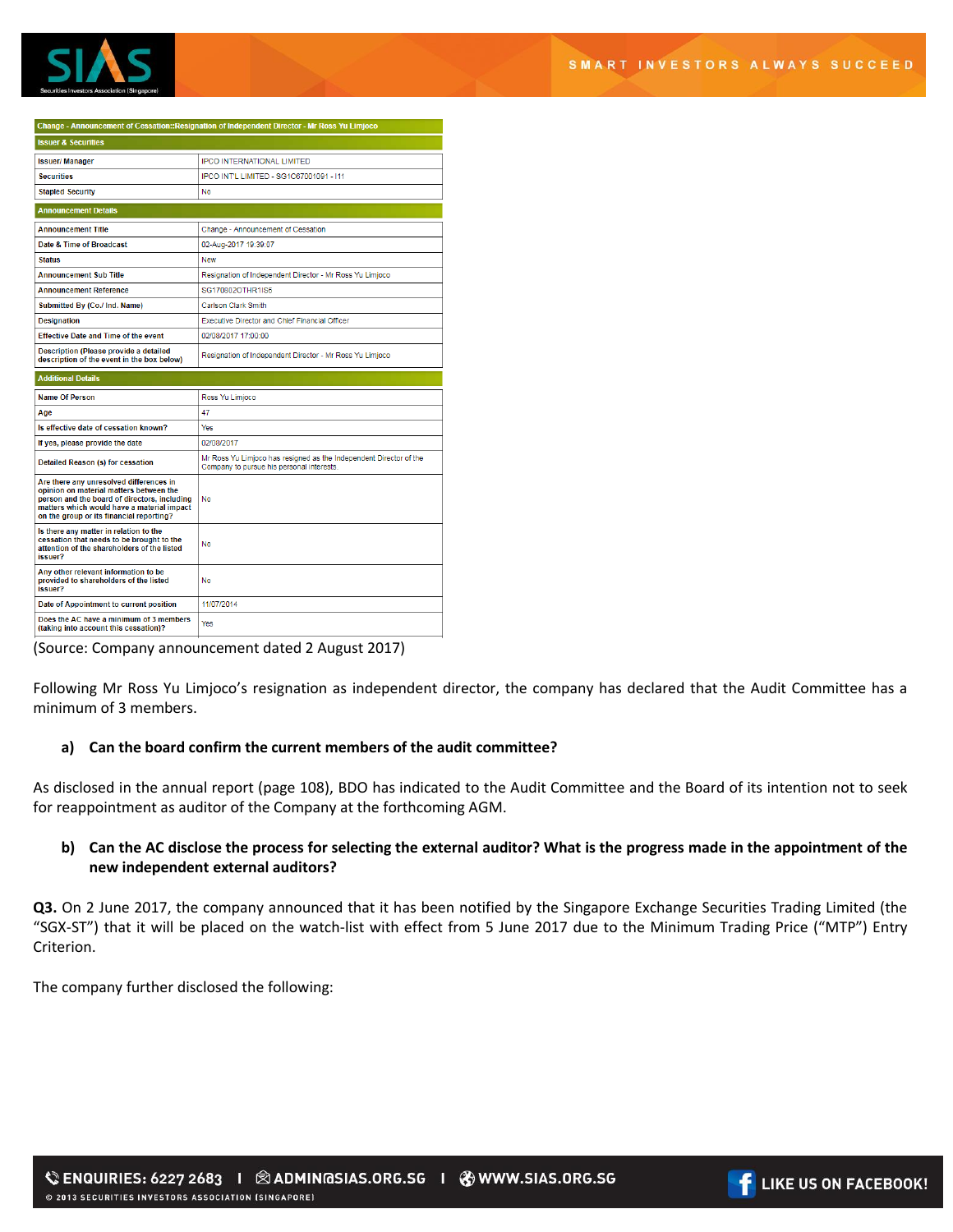| Change - Announcement of Cessation::Resignation of Independent Director - Mr Ross Yu Limjoco | |
|---|---|
| **Issuer & Securities** | |
| Issuer/ Manager | IPCO INTERNATIONAL LIMITED |
| Securities | IPCO INTL LIMITED - SG1C67001091 - I11 |
| Stapled Security | No |
| **Announcement Details** | |
| Announcement Title | Change - Announcement of Cessation |
| Date & Time of Broadcast | 02-Aug-2017 19:39:07 |
| Status | New |
| Announcement Sub Title | Resignation of Independent Director - Mr Ross Yu Limjoco |
| Announcement Reference | SG170802OTHR1IS6 |
| Submitted By (Co./ Ind. Name) | Carlson Clark Smith |
| Designation | Executive Director and Chief Financial Officer |
| Effective Date and Time of the event | 02/08/2017 17:00:00 |
| Description (Please provide a detailed description of the event in the box below) | Resignation of Independent Director - Mr Ross Yu Limjoco |
| **Additional Details** | |
| Name Of Person | Ross Yu Limjoco |
| Age | 47 |
| Is effective date of cessation known? | Yes |
| If yes, please provide the date | 02/08/2017 |
| Detailed Reason (s) for cessation | Mr Ross Yu Limjoco has resigned as the Independent Director of the Company to pursue his personal interests. |
| Are there any unresolved differences in opinion on material matters between the person and the board of directors, including matters which would have a material impact on the group or its financial reporting? | No |
| Is there any matter in relation to the cessation that needs to be brought to the attention of the shareholders of the listed issuer? | No |
| Any other relevant information to be provided to shareholders of the listed issuer? | No |
| Date of Appointment to current position | 11/07/2014 |
| Does the AC have a minimum of 3 members (taking into account this cessation)? | Yes |

(Source: Company announcement dated 2 August 2017)

Following Mr Ross Yu Limjoco's resignation as independent director, the company has declared that the Audit Committee has a minimum of 3 members.

**a) Can the board confirm the current members of the audit committee?**

As disclosed in the annual report (page 108), BDO has indicated to the Audit Committee and the Board of its intention not to seek for reappointment as auditor of the Company at the forthcoming AGM.

**b) Can the AC disclose the process for selecting the external auditor? What is the progress made in the appointment of the new independent external auditors?**

**Q3.** On 2 June 2017, the company announced that it has been notified by the Singapore Exchange Securities Trading Limited (the "SGX-ST") that it will be placed on the watch-list with effect from 5 June 2017 due to the Minimum Trading Price ("MTP") Entry Criterion.

The company further disclosed the following: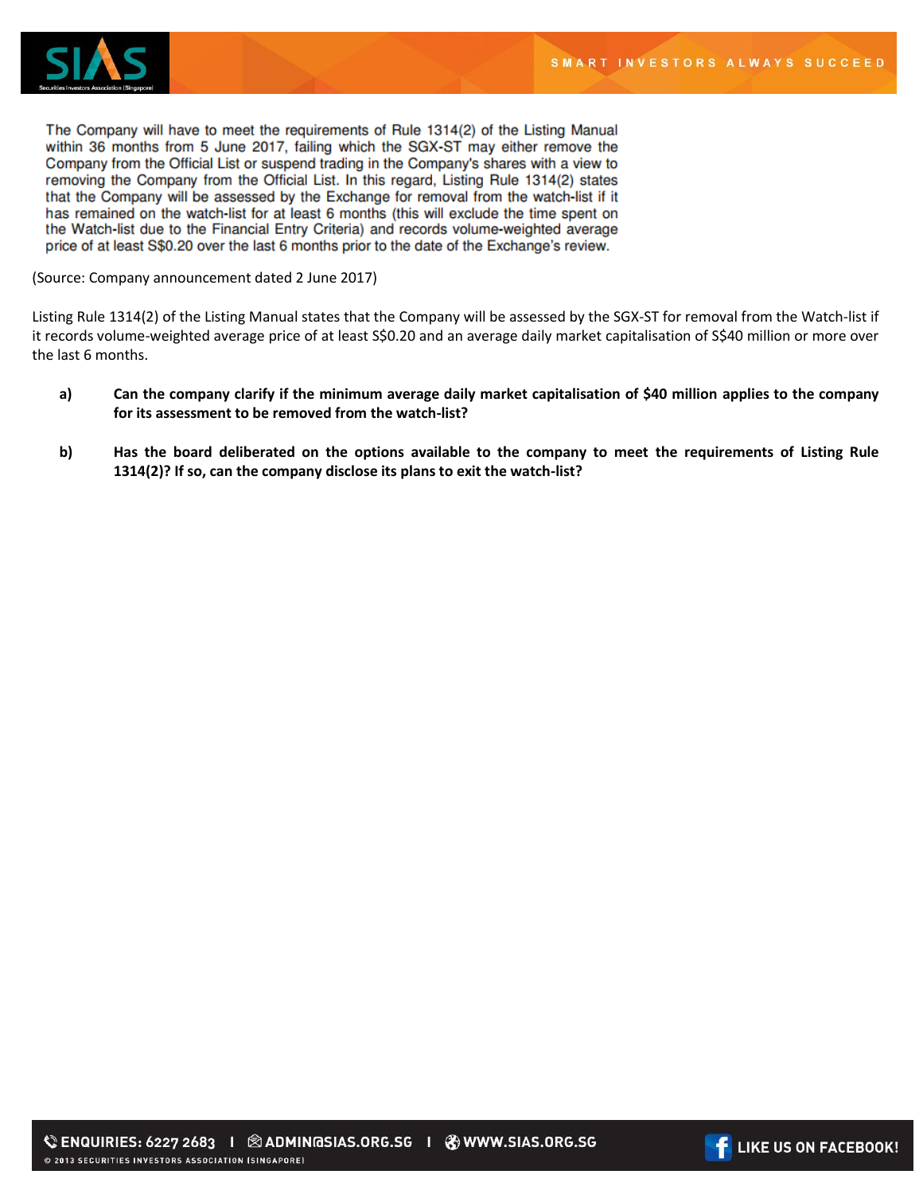> The Company will have to meet the requirements of Rule 1314(2) of the Listing Manual within 36 months from 5 June 2017, failing which the SGX-ST may either remove the Company from the Official List or suspend trading in the Company's shares with a view to removing the Company from the Official List. In this regard, Listing Rule 1314(2) states that the Company will be assessed by the Exchange for removal from the watch-list if it has remained on the watch-list for at least 6 months (this will exclude the time spent on the Watch-list due to the Financial Entry Criteria) and records volume-weighted average price of at least S$0.20 over the last 6 months prior to the date of the Exchange's review.

(Source: Company announcement dated 2 June 2017)

Listing Rule 1314(2) of the Listing Manual states that the Company will be assessed by the SGX-ST for removal from the Watch-list if it records volume-weighted average price of at least S$0.20 and an average daily market capitalisation of S$40 million or more over the last 6 months.

a) **Can the company clarify if the minimum average daily market capitalisation of $40 million applies to the company for its assessment to be removed from the watch-list?**

b) **Has the board deliberated on the options available to the company to meet the requirements of Listing Rule 1314(2)? If so, can the company disclose its plans to exit the watch-list?**